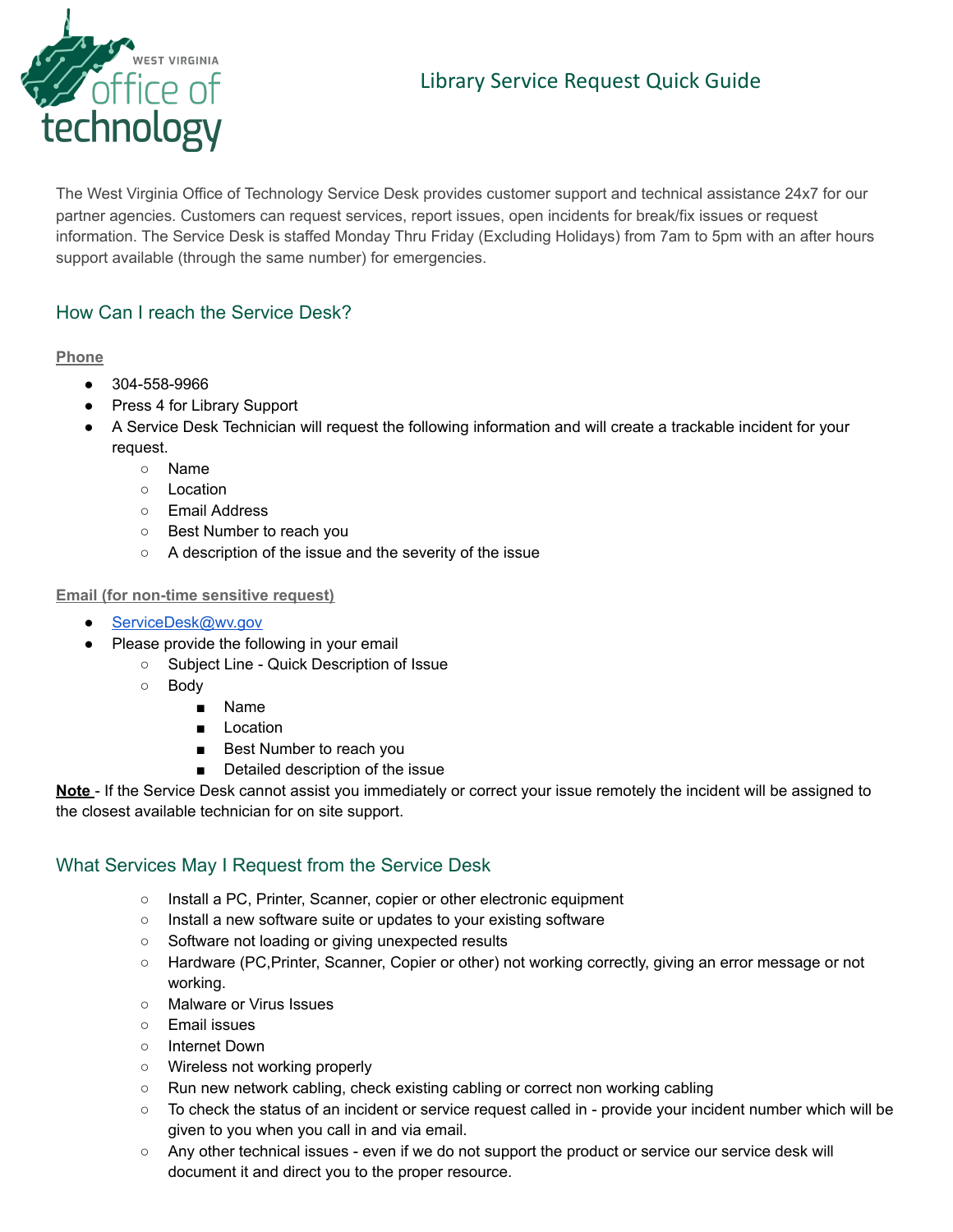WEST VIRGINIA office of technology

# Library Service Request Quick Guide

The West Virginia Office of Technology Service Desk provides customer support and technical assistance 24x7 for our partner agencies. Customers can request services, report issues, open incidents for break/fix issues or request information. The Service Desk is staffed Monday Thru Friday (Excluding Holidays) from 7am to 5pm with an after hours support available (through the same number) for emergencies.

## How Can I reach the Service Desk?

**Phone**

- 304-558-9966
- Press 4 for Library Support
- A Service Desk Technician will request the following information and will create a trackable incident for your request.
  - Name
  - Location
  - Email Address
  - Best Number to reach you
  - A description of the issue and the severity of the issue

**Email (for non-time sensitive request)**

- ServiceDesk@wv.gov
- Please provide the following in your email
  - Subject Line - Quick Description of Issue
  - Body
    - Name
    - Location
    - Best Number to reach you
    - Detailed description of the issue

**Note** - If the Service Desk cannot assist you immediately or correct your issue remotely the incident will be assigned to the closest available technician for on site support.

## What Services May I Request from the Service Desk

- Install a PC, Printer, Scanner, copier or other electronic equipment
- Install a new software suite or updates to your existing software
- Software not loading or giving unexpected results
- Hardware (PC,Printer, Scanner, Copier or other) not working correctly, giving an error message or not working.
- Malware or Virus Issues
- Email issues
- Internet Down
- Wireless not working properly
- Run new network cabling, check existing cabling or correct non working cabling
- To check the status of an incident or service request called in - provide your incident number which will be given to you when you call in and via email.
- Any other technical issues - even if we do not support the product or service our service desk will document it and direct you to the proper resource.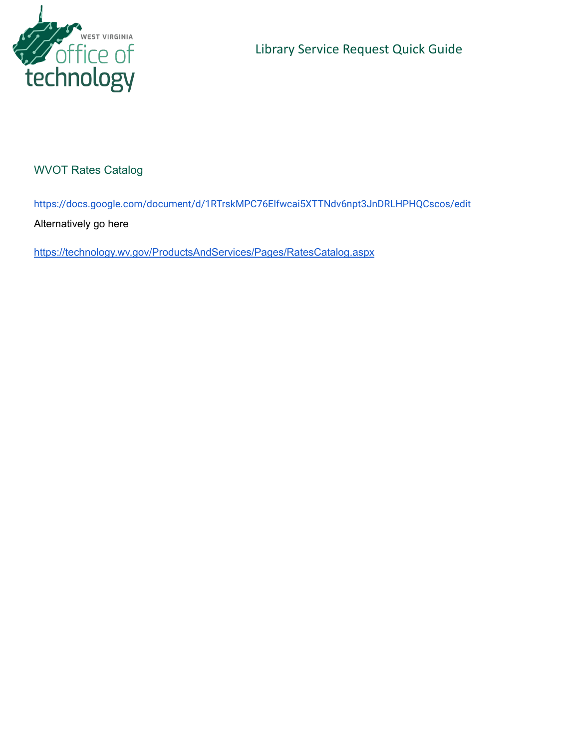WVOT Rates Catalog

https://docs.google.com/document/d/1RTrskMPC76Elfwcai5XTTNdv6npt3JnDRLHPHQCscos/edit

Alternatively go here

https://technology.wv.gov/ProductsAndServices/Pages/RatesCatalog.aspx